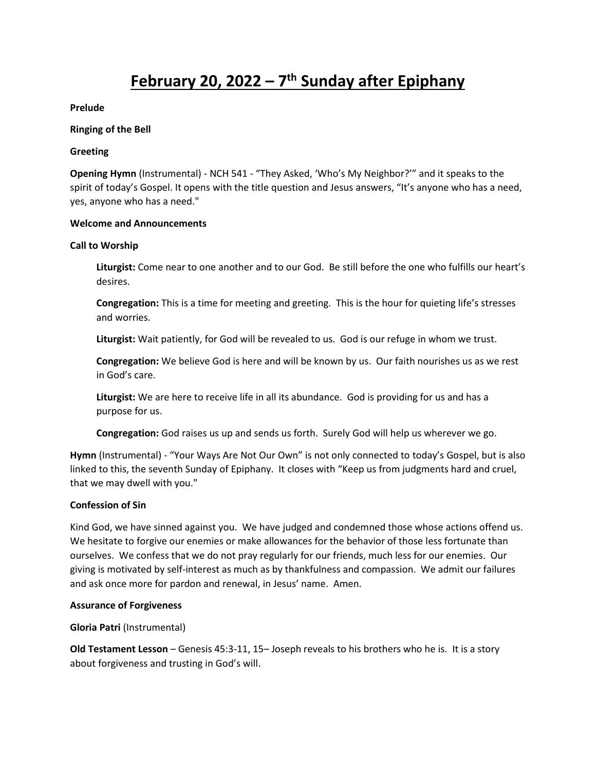# February 20, 2022 – 7th Sunday after Epiphany

**Prelude**

**Ringing of the Bell**

**Greeting**

**Opening Hymn** (Instrumental) - NCH 541 - "They Asked, 'Who's My Neighbor?'" and it speaks to the spirit of today's Gospel. It opens with the title question and Jesus answers, "It's anyone who has a need, yes, anyone who has a need."

**Welcome and Announcements**

**Call to Worship**

> **Liturgist:** Come near to one another and to our God. Be still before the one who fulfills our heart's desires.
>
> **Congregation:** This is a time for meeting and greeting. This is the hour for quieting life's stresses and worries.
>
> **Liturgist:** Wait patiently, for God will be revealed to us. God is our refuge in whom we trust.
>
> **Congregation:** We believe God is here and will be known by us. Our faith nourishes us as we rest in God's care.
>
> **Liturgist:** We are here to receive life in all its abundance. God is providing for us and has a purpose for us.
>
> **Congregation:** God raises us up and sends us forth. Surely God will help us wherever we go.

**Hymn** (Instrumental) - "Your Ways Are Not Our Own" is not only connected to today's Gospel, but is also linked to this, the seventh Sunday of Epiphany. It closes with "Keep us from judgments hard and cruel, that we may dwell with you."

**Confession of Sin**

Kind God, we have sinned against you. We have judged and condemned those whose actions offend us. We hesitate to forgive our enemies or make allowances for the behavior of those less fortunate than ourselves. We confess that we do not pray regularly for our friends, much less for our enemies. Our giving is motivated by self-interest as much as by thankfulness and compassion. We admit our failures and ask once more for pardon and renewal, in Jesus' name. Amen.

**Assurance of Forgiveness**

**Gloria Patri** (Instrumental)

**Old Testament Lesson** – Genesis 45:3-11, 15– Joseph reveals to his brothers who he is. It is a story about forgiveness and trusting in God's will.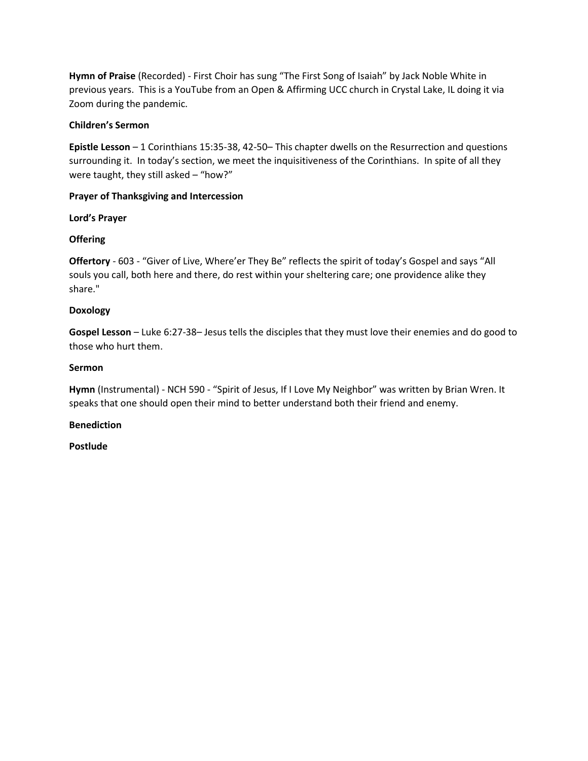**Hymn of Praise** (Recorded) - First Choir has sung "The First Song of Isaiah" by Jack Noble White in previous years. This is a YouTube from an Open & Affirming UCC church in Crystal Lake, IL doing it via Zoom during the pandemic.

**Children's Sermon**

**Epistle Lesson** – 1 Corinthians 15:35-38, 42-50– This chapter dwells on the Resurrection and questions surrounding it. In today's section, we meet the inquisitiveness of the Corinthians. In spite of all they were taught, they still asked – "how?"

**Prayer of Thanksgiving and Intercession**

**Lord's Prayer**

**Offering**

**Offertory** - 603 - "Giver of Live, Where'er They Be" reflects the spirit of today's Gospel and says "All souls you call, both here and there, do rest within your sheltering care; one providence alike they share."

**Doxology**

**Gospel Lesson** – Luke 6:27-38– Jesus tells the disciples that they must love their enemies and do good to those who hurt them.

**Sermon**

**Hymn** (Instrumental) - NCH 590 - "Spirit of Jesus, If I Love My Neighbor" was written by Brian Wren. It speaks that one should open their mind to better understand both their friend and enemy.

**Benediction**

**Postlude**